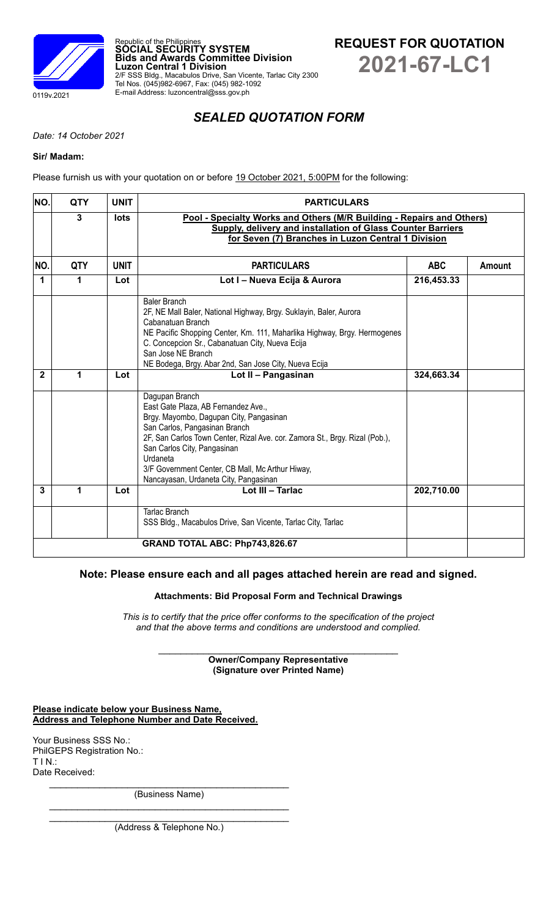Republic of the Philippines
**SOCIAL SECURITY SYSTEM**
**Bids and Awards Committee Division**
**Luzon Central 1 Division**
2/F SSS Bldg., Macabulos Drive, San Vicente, Tarlac City 2300
Tel Nos. (045)982-6967, Fax: (045) 982-1092
E-mail Address: luzoncentral@sss.gov.ph

0119v.2021

# REQUEST FOR QUOTATION
# 2021-67-LC1

## *SEALED QUOTATION FORM*

*Date: 14 October 2021*

**Sir/ Madam:**

Please furnish us with your quotation on or before 19 October 2021, 5:00PM for the following:

| NO. | QTY | UNIT | PARTICULARS | | |
|---|---|---|---|---|---|
| | **3** | **lots** | **Pool - Specialty Works and Others (M/R Building - Repairs and Others) Supply, delivery and installation of Glass Counter Barriers for Seven (7) Branches in Luzon Central 1 Division** | | |
| **NO.** | **QTY** | **UNIT** | **PARTICULARS** | **ABC** | **Amount** |
| **1** | **1** | **Lot** | **Lot I – Nueva Ecija & Aurora** | **216,453.33** | |
| | | | Baler Branch<br>2F, NE Mall Baler, National Highway, Brgy. Suklayin, Baler, Aurora<br>Cabanatuan Branch<br>NE Pacific Shopping Center, Km. 111, Maharlika Highway, Brgy. Hermogenes C. Concepcion Sr., Cabanatuan City, Nueva Ecija<br>San Jose NE Branch<br>NE Bodega, Brgy. Abar 2nd, San Jose City, Nueva Ecija | | |
| **2** | **1** | **Lot** | **Lot II – Pangasinan** | **324,663.34** | |
| | | | Dagupan Branch<br>East Gate Plaza, AB Fernandez Ave., Brgy. Mayombo, Dagupan City, Pangasinan<br>San Carlos, Pangasinan Branch<br>2F, San Carlos Town Center, Rizal Ave. cor. Zamora St., Brgy. Rizal (Pob.), San Carlos City, Pangasinan<br>Urdaneta<br>3/F Government Center, CB Mall, Mc Arthur Hiway, Nancayasan, Urdaneta City, Pangasinan | | |
| **3** | **1** | **Lot** | **Lot III – Tarlac** | **202,710.00** | |
| | | | Tarlac Branch<br>SSS Bldg., Macabulos Drive, San Vicente, Tarlac City, Tarlac | | |
| | | | **GRAND TOTAL ABC: Php743,826.67** | | |

**Note: Please ensure each and all pages attached herein are read and signed.**

**Attachments: Bid Proposal Form and Technical Drawings**

*This is to certify that the price offer conforms to the specification of the project and that the above terms and conditions are understood and complied.*

\_\_\_\_\_\_\_\_\_\_\_\_\_\_\_\_\_\_\_\_\_\_\_\_\_\_\_\_\_\_\_\_\_\_\_\_\_\_\_\_\_\_\_\_
**Owner/Company Representative**
**(Signature over Printed Name)**

**Please indicate below your Business Name, Address and Telephone Number and Date Received.**

Your Business SSS No.:
PhilGEPS Registration No.:
T I N.:
Date Received:

\_\_\_\_\_\_\_\_\_\_\_\_\_\_\_\_\_\_\_\_\_\_\_\_\_\_\_\_\_\_\_\_\_\_\_\_\_\_\_\_\_\_\_\_
(Business Name)

\_\_\_\_\_\_\_\_\_\_\_\_\_\_\_\_\_\_\_\_\_\_\_\_\_\_\_\_\_\_\_\_\_\_\_\_\_\_\_\_\_\_\_\_
\_\_\_\_\_\_\_\_\_\_\_\_\_\_\_\_\_\_\_\_\_\_\_\_\_\_\_\_\_\_\_\_\_\_\_\_\_\_\_\_\_\_\_\_
(Address & Telephone No.)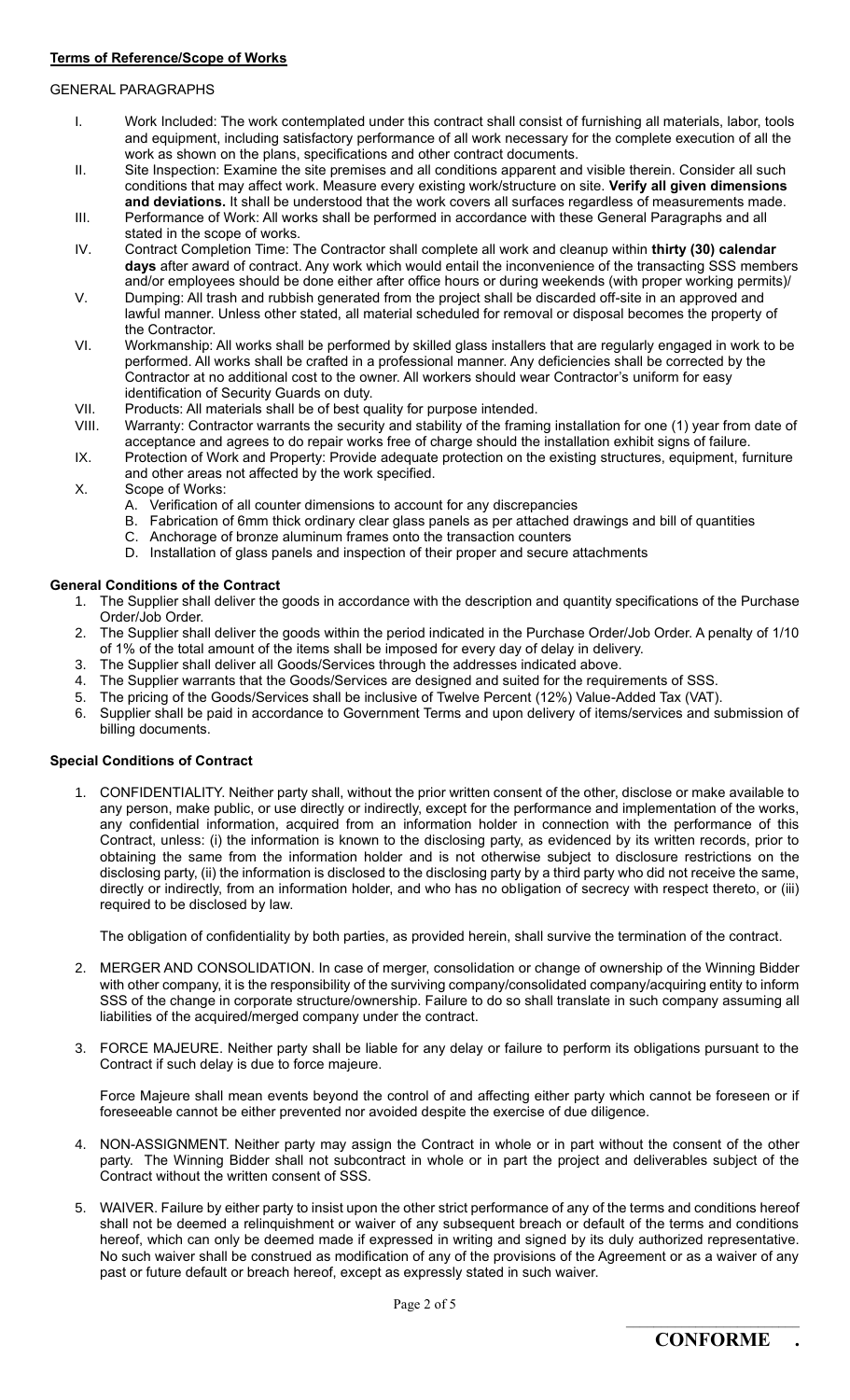**Terms of Reference/Scope of Works**

GENERAL PARAGRAPHS

I. Work Included: The work contemplated under this contract shall consist of furnishing all materials, labor, tools and equipment, including satisfactory performance of all work necessary for the complete execution of all the work as shown on the plans, specifications and other contract documents.

II. Site Inspection: Examine the site premises and all conditions apparent and visible therein. Consider all such conditions that may affect work. Measure every existing work/structure on site. **Verify all given dimensions and deviations.** It shall be understood that the work covers all surfaces regardless of measurements made.

III. Performance of Work: All works shall be performed in accordance with these General Paragraphs and all stated in the scope of works.

IV. Contract Completion Time: The Contractor shall complete all work and cleanup within **thirty (30) calendar days** after award of contract. Any work which would entail the inconvenience of the transacting SSS members and/or employees should be done either after office hours or during weekends (with proper working permits)/

V. Dumping: All trash and rubbish generated from the project shall be discarded off-site in an approved and lawful manner. Unless other stated, all material scheduled for removal or disposal becomes the property of the Contractor.

VI. Workmanship: All works shall be performed by skilled glass installers that are regularly engaged in work to be performed. All works shall be crafted in a professional manner. Any deficiencies shall be corrected by the Contractor at no additional cost to the owner. All workers should wear Contractor's uniform for easy identification of Security Guards on duty.

VII. Products: All materials shall be of best quality for purpose intended.

VIII. Warranty: Contractor warrants the security and stability of the framing installation for one (1) year from date of acceptance and agrees to do repair works free of charge should the installation exhibit signs of failure.

IX. Protection of Work and Property: Provide adequate protection on the existing structures, equipment, furniture and other areas not affected by the work specified.

X. Scope of Works:
   A. Verification of all counter dimensions to account for any discrepancies
   B. Fabrication of 6mm thick ordinary clear glass panels as per attached drawings and bill of quantities
   C. Anchorage of bronze aluminum frames onto the transaction counters
   D. Installation of glass panels and inspection of their proper and secure attachments

**General Conditions of the Contract**

1. The Supplier shall deliver the goods in accordance with the description and quantity specifications of the Purchase Order/Job Order.
2. The Supplier shall deliver the goods within the period indicated in the Purchase Order/Job Order. A penalty of 1/10 of 1% of the total amount of the items shall be imposed for every day of delay in delivery.
3. The Supplier shall deliver all Goods/Services through the addresses indicated above.
4. The Supplier warrants that the Goods/Services are designed and suited for the requirements of SSS.
5. The pricing of the Goods/Services shall be inclusive of Twelve Percent (12%) Value-Added Tax (VAT).
6. Supplier shall be paid in accordance to Government Terms and upon delivery of items/services and submission of billing documents.

**Special Conditions of Contract**

1. CONFIDENTIALITY. Neither party shall, without the prior written consent of the other, disclose or make available to any person, make public, or use directly or indirectly, except for the performance and implementation of the works, any confidential information, acquired from an information holder in connection with the performance of this Contract, unless: (i) the information is known to the disclosing party, as evidenced by its written records, prior to obtaining the same from the information holder and is not otherwise subject to disclosure restrictions on the disclosing party, (ii) the information is disclosed to the disclosing party by a third party who did not receive the same, directly or indirectly, from an information holder, and who has no obligation of secrecy with respect thereto, or (iii) required to be disclosed by law.

   The obligation of confidentiality by both parties, as provided herein, shall survive the termination of the contract.

2. MERGER AND CONSOLIDATION. In case of merger, consolidation or change of ownership of the Winning Bidder with other company, it is the responsibility of the surviving company/consolidated company/acquiring entity to inform SSS of the change in corporate structure/ownership. Failure to do so shall translate in such company assuming all liabilities of the acquired/merged company under the contract.

3. FORCE MAJEURE. Neither party shall be liable for any delay or failure to perform its obligations pursuant to the Contract if such delay is due to force majeure.

   Force Majeure shall mean events beyond the control of and affecting either party which cannot be foreseen or if foreseeable cannot be either prevented nor avoided despite the exercise of due diligence.

4. NON-ASSIGNMENT. Neither party may assign the Contract in whole or in part without the consent of the other party. The Winning Bidder shall not subcontract in whole or in part the project and deliverables subject of the Contract without the written consent of SSS.

5. WAIVER. Failure by either party to insist upon the other strict performance of any of the terms and conditions hereof shall not be deemed a relinquishment or waiver of any subsequent breach or default of the terms and conditions hereof, which can only be deemed made if expressed in writing and signed by its duly authorized representative. No such waiver shall be construed as modification of any of the provisions of the Agreement or as a waiver of any past or future default or breach hereof, except as expressly stated in such waiver.

**CONFORME .**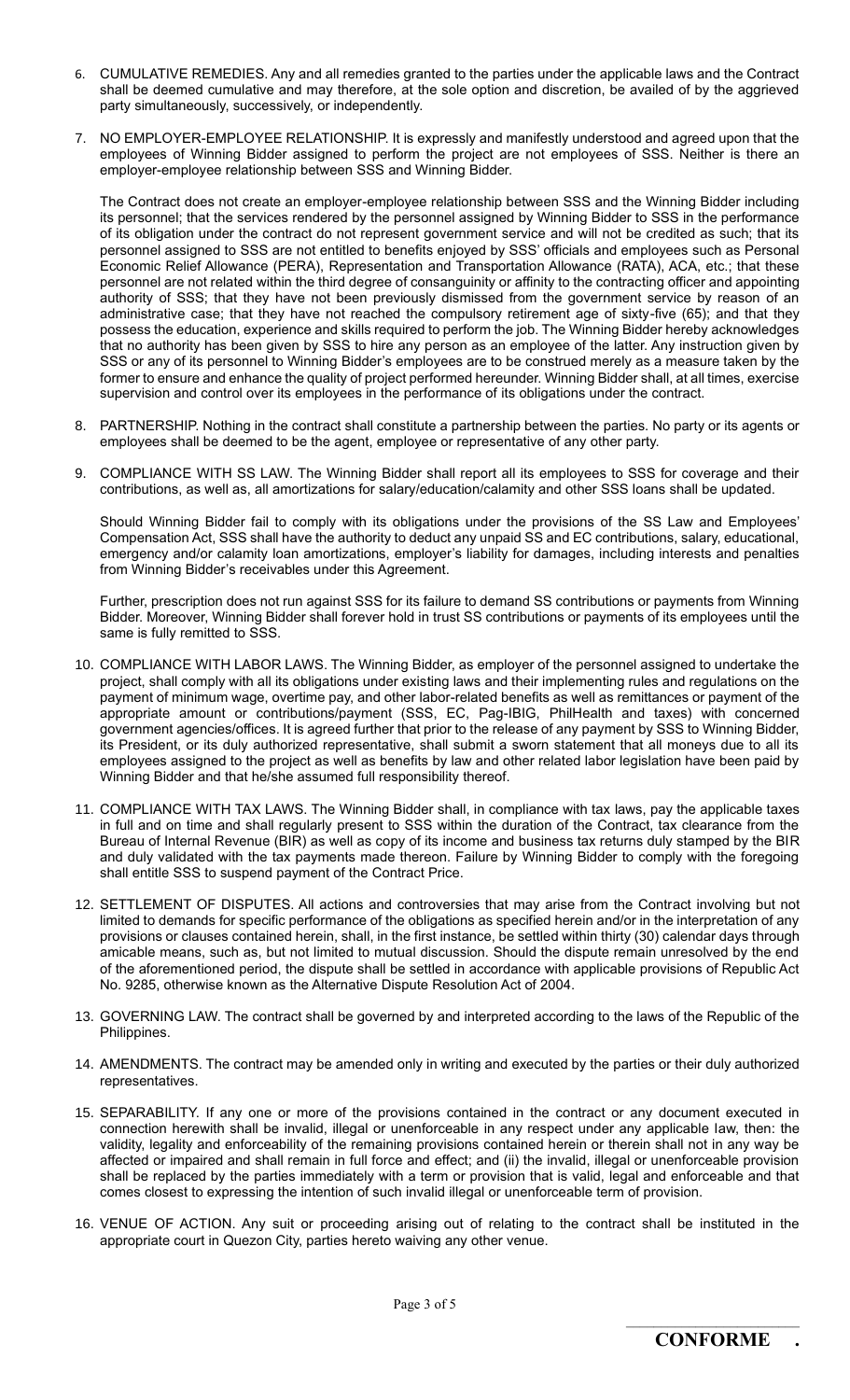6. CUMULATIVE REMEDIES. Any and all remedies granted to the parties under the applicable laws and the Contract shall be deemed cumulative and may therefore, at the sole option and discretion, be availed of by the aggrieved party simultaneously, successively, or independently.

7. NO EMPLOYER-EMPLOYEE RELATIONSHIP. It is expressly and manifestly understood and agreed upon that the employees of Winning Bidder assigned to perform the project are not employees of SSS. Neither is there an employer-employee relationship between SSS and Winning Bidder.

   The Contract does not create an employer-employee relationship between SSS and the Winning Bidder including its personnel; that the services rendered by the personnel assigned by Winning Bidder to SSS in the performance of its obligation under the contract do not represent government service and will not be credited as such; that its personnel assigned to SSS are not entitled to benefits enjoyed by SSS' officials and employees such as Personal Economic Relief Allowance (PERA), Representation and Transportation Allowance (RATA), ACA, etc.; that these personnel are not related within the third degree of consanguinity or affinity to the contracting officer and appointing authority of SSS; that they have not been previously dismissed from the government service by reason of an administrative case; that they have not reached the compulsory retirement age of sixty-five (65); and that they possess the education, experience and skills required to perform the job. The Winning Bidder hereby acknowledges that no authority has been given by SSS to hire any person as an employee of the latter. Any instruction given by SSS or any of its personnel to Winning Bidder's employees are to be construed merely as a measure taken by the former to ensure and enhance the quality of project performed hereunder. Winning Bidder shall, at all times, exercise supervision and control over its employees in the performance of its obligations under the contract.

8. PARTNERSHIP. Nothing in the contract shall constitute a partnership between the parties. No party or its agents or employees shall be deemed to be the agent, employee or representative of any other party.

9. COMPLIANCE WITH SS LAW. The Winning Bidder shall report all its employees to SSS for coverage and their contributions, as well as, all amortizations for salary/education/calamity and other SSS loans shall be updated.

   Should Winning Bidder fail to comply with its obligations under the provisions of the SS Law and Employees' Compensation Act, SSS shall have the authority to deduct any unpaid SS and EC contributions, salary, educational, emergency and/or calamity loan amortizations, employer's liability for damages, including interests and penalties from Winning Bidder's receivables under this Agreement.

   Further, prescription does not run against SSS for its failure to demand SS contributions or payments from Winning Bidder. Moreover, Winning Bidder shall forever hold in trust SS contributions or payments of its employees until the same is fully remitted to SSS.

10. COMPLIANCE WITH LABOR LAWS. The Winning Bidder, as employer of the personnel assigned to undertake the project, shall comply with all its obligations under existing laws and their implementing rules and regulations on the payment of minimum wage, overtime pay, and other labor-related benefits as well as remittances or payment of the appropriate amount or contributions/payment (SSS, EC, Pag-IBIG, PhilHealth and taxes) with concerned government agencies/offices. It is agreed further that prior to the release of any payment by SSS to Winning Bidder, its President, or its duly authorized representative, shall submit a sworn statement that all moneys due to all its employees assigned to the project as well as benefits by law and other related labor legislation have been paid by Winning Bidder and that he/she assumed full responsibility thereof.

11. COMPLIANCE WITH TAX LAWS. The Winning Bidder shall, in compliance with tax laws, pay the applicable taxes in full and on time and shall regularly present to SSS within the duration of the Contract, tax clearance from the Bureau of Internal Revenue (BIR) as well as copy of its income and business tax returns duly stamped by the BIR and duly validated with the tax payments made thereon. Failure by Winning Bidder to comply with the foregoing shall entitle SSS to suspend payment of the Contract Price.

12. SETTLEMENT OF DISPUTES. All actions and controversies that may arise from the Contract involving but not limited to demands for specific performance of the obligations as specified herein and/or in the interpretation of any provisions or clauses contained herein, shall, in the first instance, be settled within thirty (30) calendar days through amicable means, such as, but not limited to mutual discussion. Should the dispute remain unresolved by the end of the aforementioned period, the dispute shall be settled in accordance with applicable provisions of Republic Act No. 9285, otherwise known as the Alternative Dispute Resolution Act of 2004.

13. GOVERNING LAW. The contract shall be governed by and interpreted according to the laws of the Republic of the Philippines.

14. AMENDMENTS. The contract may be amended only in writing and executed by the parties or their duly authorized representatives.

15. SEPARABILITY. If any one or more of the provisions contained in the contract or any document executed in connection herewith shall be invalid, illegal or unenforceable in any respect under any applicable law, then: the validity, legality and enforceability of the remaining provisions contained herein or therein shall not in any way be affected or impaired and shall remain in full force and effect; and (ii) the invalid, illegal or unenforceable provision shall be replaced by the parties immediately with a term or provision that is valid, legal and enforceable and that comes closest to expressing the intention of such invalid illegal or unenforceable term of provision.

16. VENUE OF ACTION. Any suit or proceeding arising out of relating to the contract shall be instituted in the appropriate court in Quezon City, parties hereto waiving any other venue.

**CONFORME .**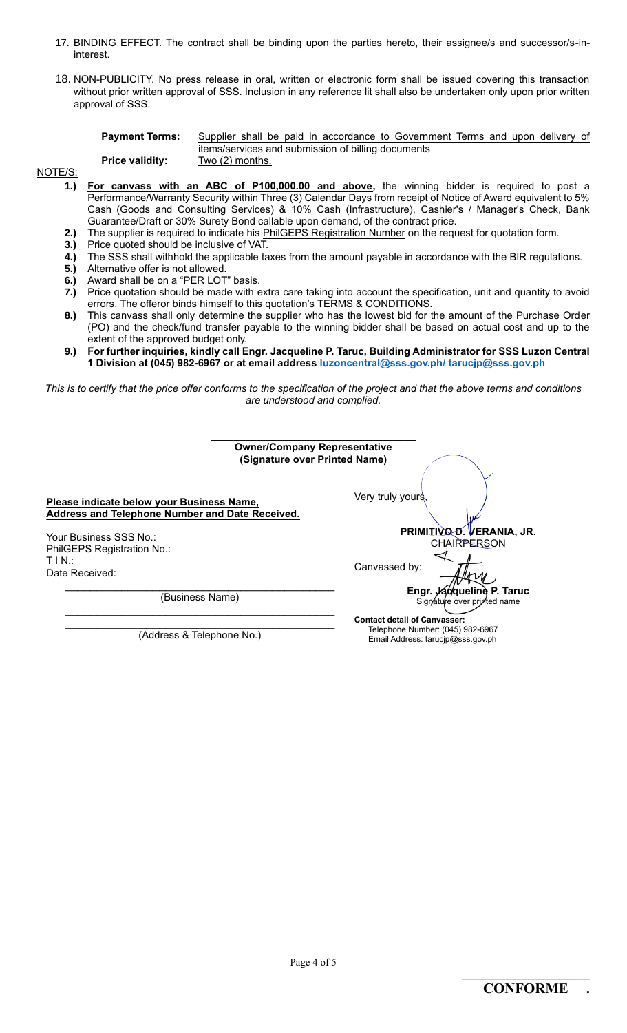17. BINDING EFFECT. The contract shall be binding upon the parties hereto, their assignee/s and successor/s-in-interest.

18. NON-PUBLICITY. No press release in oral, written or electronic form shall be issued covering this transaction without prior written approval of SSS. Inclusion in any reference lit shall also be undertaken only upon prior written approval of SSS.

**Payment Terms:** Supplier shall be paid in accordance to Government Terms and upon delivery of items/services and submission of billing documents

**Price validity:** Two (2) months.

NOTE/S:

1.) **For canvass with an ABC of P100,000.00 and above,** the winning bidder is required to post a Performance/Warranty Security within Three (3) Calendar Days from receipt of Notice of Award equivalent to 5% Cash (Goods and Consulting Services) & 10% Cash (Infrastructure), Cashier's / Manager's Check, Bank Guarantee/Draft or 30% Surety Bond callable upon demand, of the contract price.
2.) The supplier is required to indicate his PhilGEPS Registration Number on the request for quotation form.
3.) Price quoted should be inclusive of VAT.
4.) The SSS shall withhold the applicable taxes from the amount payable in accordance with the BIR regulations.
5.) Alternative offer is not allowed.
6.) Award shall be on a "PER LOT" basis.
7.) Price quotation should be made with extra care taking into account the specification, unit and quantity to avoid errors. The offeror binds himself to this quotation's TERMS & CONDITIONS.
8.) This canvass shall only determine the supplier who has the lowest bid for the amount of the Purchase Order (PO) and the check/fund transfer payable to the winning bidder shall be based on actual cost and up to the extent of the approved budget only.
9.) **For further inquiries, kindly call Engr. Jacqueline P. Taruc, Building Administrator for SSS Luzon Central 1 Division at (045) 982-6967 or at email address luzoncentral@sss.gov.ph/ tarucjp@sss.gov.ph**

*This is to certify that the price offer conforms to the specification of the project and that the above terms and conditions are understood and complied.*

______________________________
**Owner/Company Representative**
**(Signature over Printed Name)**

**Please indicate below your Business Name, Address and Telephone Number and Date Received.**

Your Business SSS No.:
PhilGEPS Registration No.:
T I N.:
Date Received:

______________________________
(Business Name)

______________________________
______________________________
(Address & Telephone No.)

Very truly yours,

**PRIMITIVO D. VERANIA, JR.**
CHAIRPERSON

Canvassed by:

**Engr. Jacqueline P. Taruc**
Signature over printed name

**Contact detail of Canvasser:**
Telephone Number: (045) 982-6967
Email Address: tarucjp@sss.gov.ph

______________________________
**CONFORME .**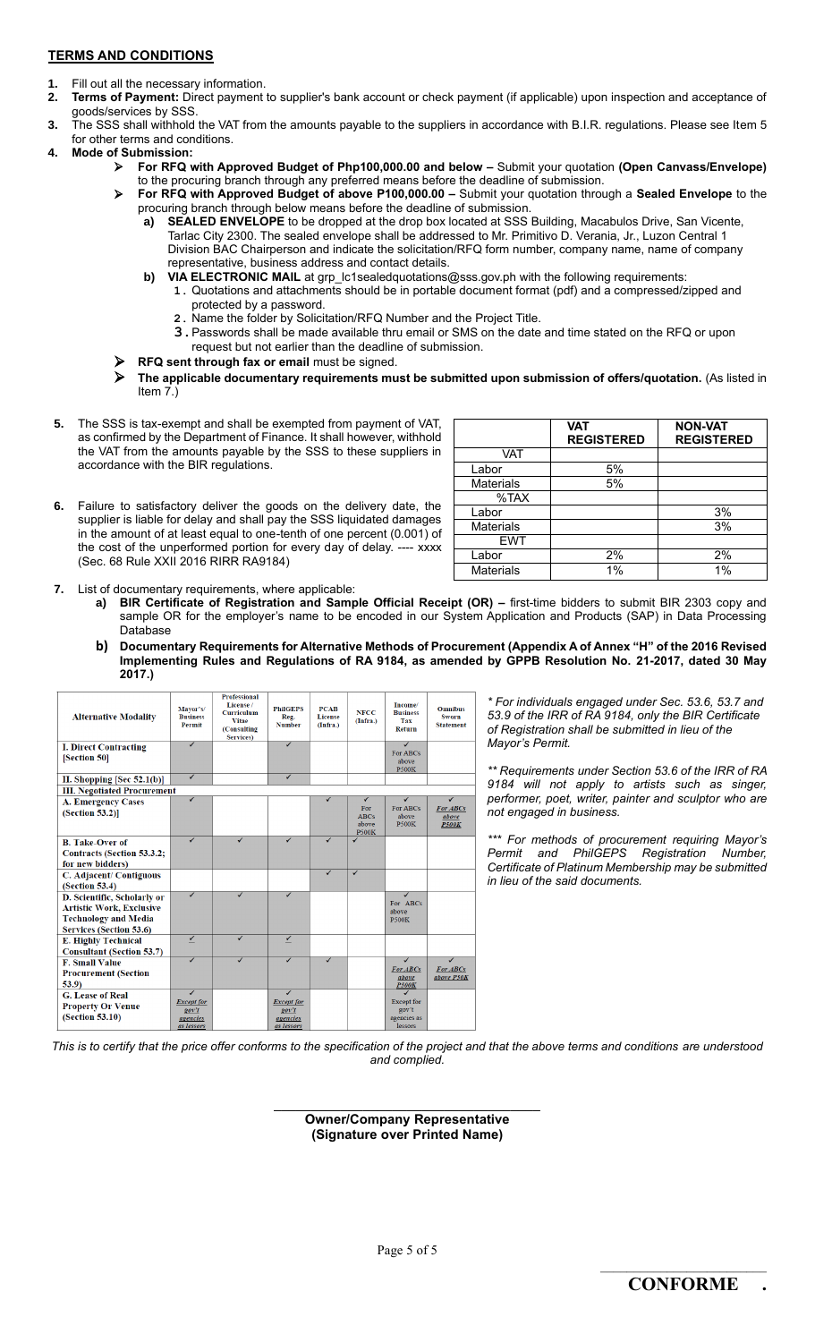## TERMS AND CONDITIONS

1. Fill out all the necessary information.
2. **Terms of Payment:** Direct payment to supplier's bank account or check payment (if applicable) upon inspection and acceptance of goods/services by SSS.
3. The SSS shall withhold the VAT from the amounts payable to the suppliers in accordance with B.I.R. regulations. Please see Item 5 for other terms and conditions.
4. **Mode of Submission:**
   - **For RFQ with Approved Budget of Php100,000.00 and below –** Submit your quotation **(Open Canvass/Envelope)** to the procuring branch through any preferred means before the deadline of submission.
   - **For RFQ with Approved Budget of above P100,000.00 –** Submit your quotation through a **Sealed Envelope** to the procuring branch through below means before the deadline of submission.
     - **a) SEALED ENVELOPE** to be dropped at the drop box located at SSS Building, Macabulos Drive, San Vicente, Tarlac City 2300. The sealed envelope shall be addressed to Mr. Primitivo D. Verania, Jr., Luzon Central 1 Division BAC Chairperson and indicate the solicitation/RFQ form number, company name, name of company representative, business address and contact details.
     - **b) VIA ELECTRONIC MAIL** at grp_lc1sealedquotations@sss.gov.ph with the following requirements:
       1. Quotations and attachments should be in portable document format (pdf) and a compressed/zipped and protected by a password.
       2. Name the folder by Solicitation/RFQ Number and the Project Title.
       3. Passwords shall be made available thru email or SMS on the date and time stated on the RFQ or upon request but not earlier than the deadline of submission.
   - **RFQ sent through fax or email** must be signed.
   - **The applicable documentary requirements must be submitted upon submission of offers/quotation.** (As listed in Item 7.)

5. The SSS is tax-exempt and shall be exempted from payment of VAT, as confirmed by the Department of Finance. It shall however, withhold the VAT from the amounts payable by the SSS to these suppliers in accordance with the BIR regulations.

6. Failure to satisfactory deliver the goods on the delivery date, the supplier is liable for delay and shall pay the SSS liquidated damages in the amount of at least equal to one-tenth of one percent (0.001) of the cost of the unperformed portion for every day of delay. ---- xxxx (Sec. 68 Rule XXII 2016 RIRR RA9184)

| | VAT REGISTERED | NON-VAT REGISTERED |
|---|---|---|
| VAT | | |
| Labor | 5% | |
| Materials | 5% | |
| %TAX | | |
| Labor | | 3% |
| Materials | | 3% |
| EWT | | |
| Labor | 2% | 2% |
| Materials | 1% | 1% |

7. List of documentary requirements, where applicable:
   - **a) BIR Certificate of Registration and Sample Official Receipt (OR) –** first-time bidders to submit BIR 2303 copy and sample OR for the employer's name to be encoded in our System Application and Products (SAP) in Data Processing Database
   - **b) Documentary Requirements for Alternative Methods of Procurement (Appendix A of Annex "H" of the 2016 Revised Implementing Rules and Regulations of RA 9184, as amended by GPPB Resolution No. 21-2017, dated 30 May 2017.)**

| Alternative Modality | Mayor's/ Business Permit | Professional License / Curriculum Vitae (Consulting Services) | PhilGEPS Reg. Number | PCAB License (Infra.) | NFCC (Infra.) | Income/ Business Tax Return | Omnibus Sworn Statement |
|---|---|---|---|---|---|---|---|
| **I. Direct Contracting [Section 50]** | ✓ | | ✓ | | | ✓ For ABCs above P500K | |
| **II. Shopping [Sec 52.1(b)]** | ✓ | | ✓ | | | | |
| **III. Negotiated Procurement** | | | | | | | |
| **A. Emergency Cases (Section 53.2)]** | ✓ | | | ✓ | ✓ For ABCs above P500K | ✓ For ABCs above P500K | ✓ *For ABCs above P500K* |
| **B. Take-Over of Contracts (Section 53.3.2; for new bidders)** | ✓ | ✓ | ✓ | ✓ | ✓ | | |
| **C. Adjacent/ Contiguous (Section 53.4)** | | | | ✓ | ✓ | | |
| **D. Scientific, Scholarly or Artistic Work, Exclusive Technology and Media Services (Section 53.6)** | ✓ | ✓ | ✓ | | | ✓ For ABCs above P500K | |
| **E. Highly Technical Consultant (Section 53.7)** | ✓ | ✓ | ✓ | | | | |
| **F. Small Value Procurement (Section 53.9)** | ✓ | ✓ | ✓ | ✓ | | ✓ *For ABCs above P500K* | ✓ *For ABCs above P50K* |
| **G. Lease of Real Property Or Venue (Section 53.10)** | ✓ *Except for gov't agencies as lessors* | | ✓ *Except for gov't agencies as lessors* | | | ✓ Except for gov't agencies as lessors | |

*\* For individuals engaged under Sec. 53.6, 53.7 and 53.9 of the IRR of RA 9184, only the BIR Certificate of Registration shall be submitted in lieu of the Mayor's Permit.*

*\*\* Requirements under Section 53.6 of the IRR of RA 9184 will not apply to artists such as singer, performer, poet, writer, painter and sculptor who are not engaged in business.*

*\*\*\* For methods of procurement requiring Mayor's Permit and PhilGEPS Registration Number, Certificate of Platinum Membership may be submitted in lieu of the said documents.*

*This is to certify that the price offer conforms to the specification of the project and that the above terms and conditions are understood and complied.*

\_\_\_\_\_\_\_\_\_\_\_\_\_\_\_\_\_\_\_\_\_\_\_\_\_\_\_\_\_\_\_\_\_\_\_\_

**Owner/Company Representative**
**(Signature over Printed Name)**

\_\_\_\_\_\_\_\_\_\_\_\_\_\_\_\_\_\_\_\_

**CONFORME .**